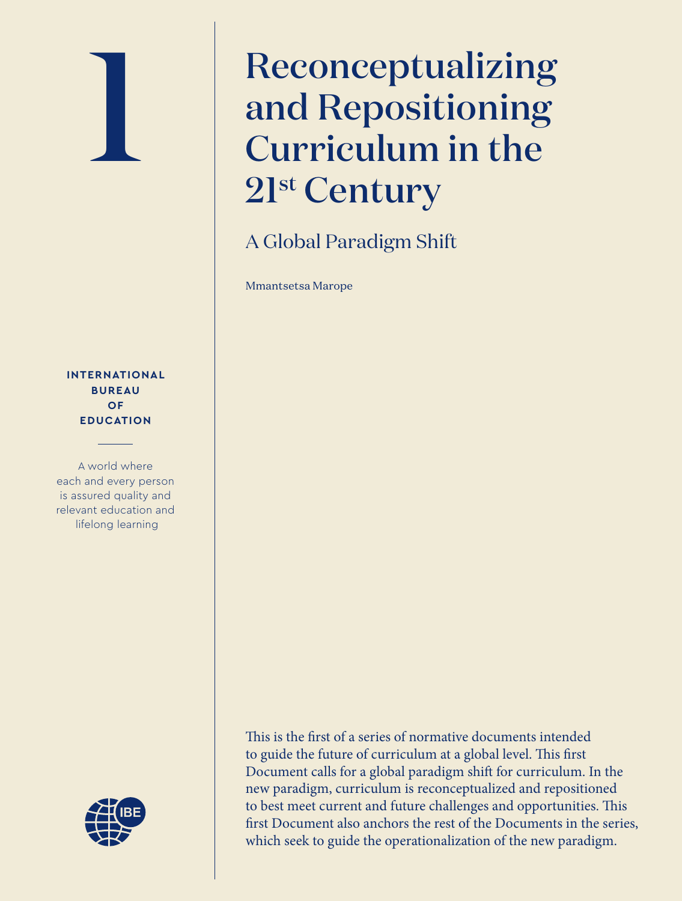1

# Reconceptualizing and Repositioning Curriculum in the 21st Century

## A Global Paradigm Shift

Mmantsetsa Marope

**INTERNATIONAL BUREAU OF EDUCATION**

A world where each and every person is assured quality and relevant education and lifelong learning

This is the first of a series of normative documents intended to guide the future of curriculum at a global level. This first Document calls for a global paradigm shift for curriculum. In the new paradigm, curriculum is reconceptualized and repositioned to best meet current and future challenges and opportunities. This first Document also anchors the rest of the Documents in the series, which seek to guide the operationalization of the new paradigm.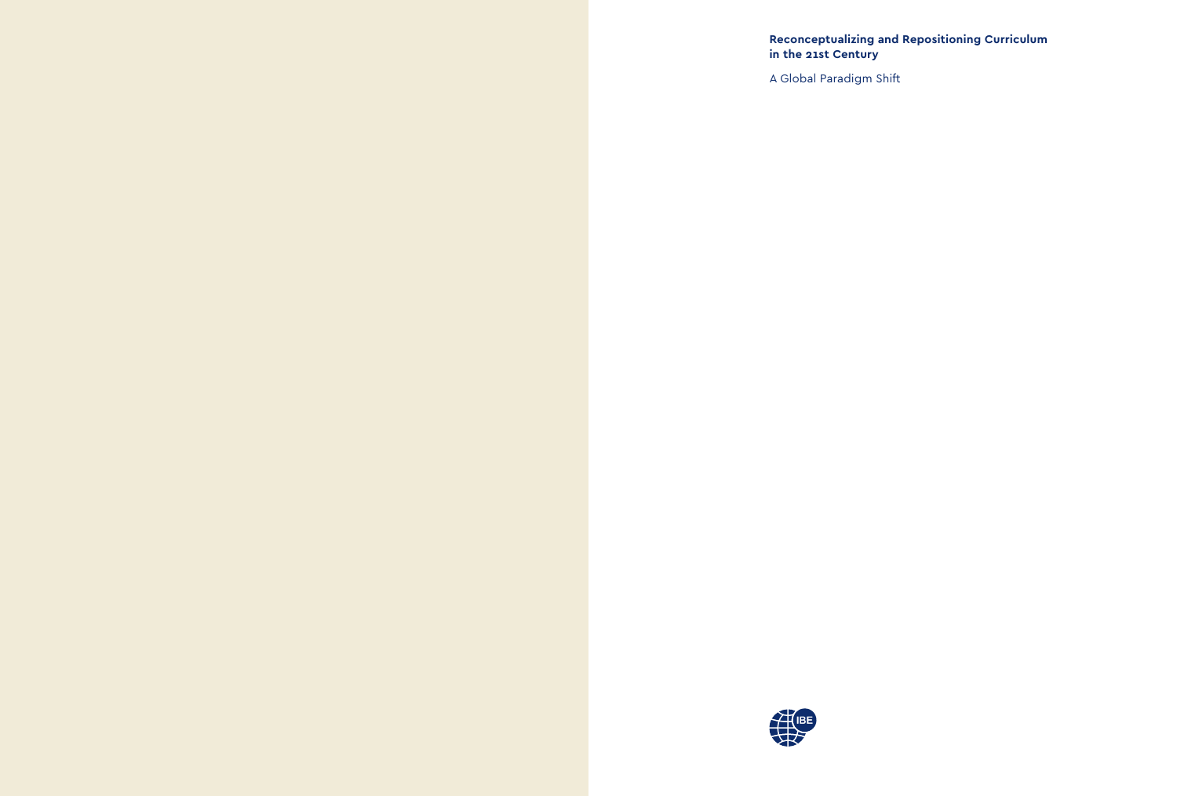**Reconceptualizing and Repositioning Curriculum in the 21st Century**

A Global Paradigm Shift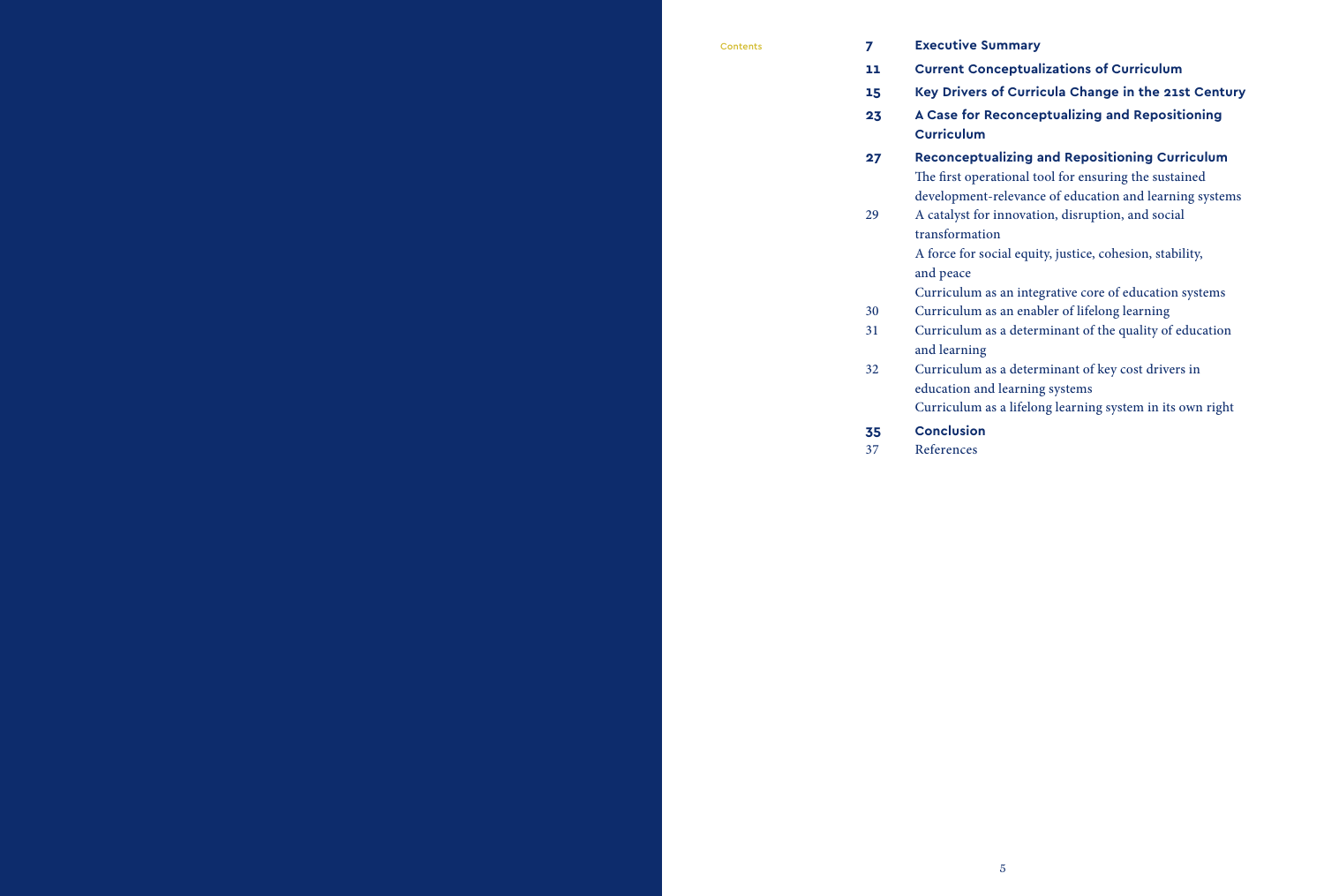Contents

| | |
|---|---|
| **7** | **Executive Summary** |
| **11** | **Current Conceptualizations of Curriculum** |
| **15** | **Key Drivers of Curricula Change in the 21st Century** |
| **23** | **A Case for Reconceptualizing and Repositioning Curriculum** |
| **27** | **Reconceptualizing and Repositioning Curriculum** |
| | The first operational tool for ensuring the sustained development-relevance of education and learning systems |
| 29 | A catalyst for innovation, disruption, and social transformation |
| | A force for social equity, justice, cohesion, stability, and peace |
| | Curriculum as an integrative core of education systems |
| 30 | Curriculum as an enabler of lifelong learning |
| 31 | Curriculum as a determinant of the quality of education and learning |
| 32 | Curriculum as a determinant of key cost drivers in education and learning systems |
| | Curriculum as a lifelong learning system in its own right |
| **35** | **Conclusion** |
| 37 | References |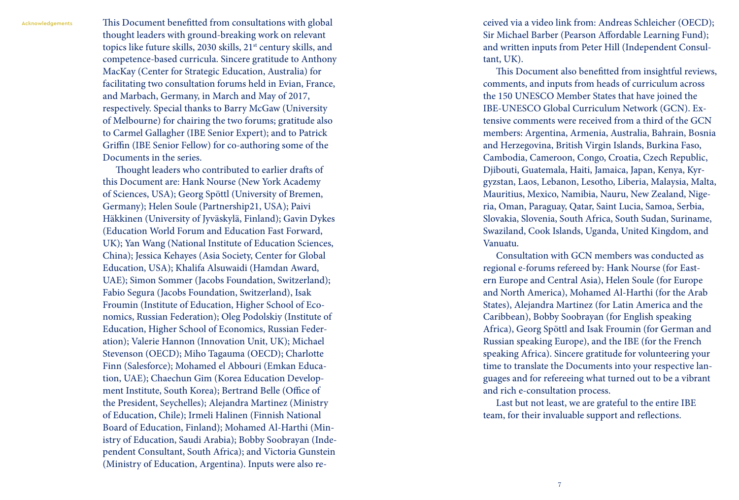Acknowledgements

This Document benefitted from consultations with global thought leaders with ground-breaking work on relevant topics like future skills, 2030 skills, 21st century skills, and competence-based curricula. Sincere gratitude to Anthony MacKay (Center for Strategic Education, Australia) for facilitating two consultation forums held in Evian, France, and Marbach, Germany, in March and May of 2017, respectively. Special thanks to Barry McGaw (University of Melbourne) for chairing the two forums; gratitude also to Carmel Gallagher (IBE Senior Expert); and to Patrick Griffin (IBE Senior Fellow) for co-authoring some of the Documents in the series.

Thought leaders who contributed to earlier drafts of this Document are: Hank Nourse (New York Academy of Sciences, USA); Georg Spöttl (University of Bremen, Germany); Helen Soule (Partnership21, USA); Paivi Häkkinen (University of Jyväskylä, Finland); Gavin Dykes (Education World Forum and Education Fast Forward, UK); Yan Wang (National Institute of Education Sciences, China); Jessica Kehayes (Asia Society, Center for Global Education, USA); Khalifa Alsuwaidi (Hamdan Award, UAE); Simon Sommer (Jacobs Foundation, Switzerland); Fabio Segura (Jacobs Foundation, Switzerland), Isak Froumin (Institute of Education, Higher School of Economics, Russian Federation); Oleg Podolskiy (Institute of Education, Higher School of Economics, Russian Federation); Valerie Hannon (Innovation Unit, UK); Michael Stevenson (OECD); Miho Tagauma (OECD); Charlotte Finn (Salesforce); Mohamed el Abbouri (Emkan Education, UAE); Chaechun Gim (Korea Education Development Institute, South Korea); Bertrand Belle (Office of the President, Seychelles); Alejandra Martinez (Ministry of Education, Chile); Irmeli Halinen (Finnish National Board of Education, Finland); Mohamed Al-Harthi (Ministry of Education, Saudi Arabia); Bobby Soobrayan (Independent Consultant, South Africa); and Victoria Gunstein (Ministry of Education, Argentina). Inputs were also received via a video link from: Andreas Schleicher (OECD); Sir Michael Barber (Pearson Affordable Learning Fund); and written inputs from Peter Hill (Independent Consultant, UK).

This Document also benefitted from insightful reviews, comments, and inputs from heads of curriculum across the 150 UNESCO Member States that have joined the IBE-UNESCO Global Curriculum Network (GCN). Extensive comments were received from a third of the GCN members: Argentina, Armenia, Australia, Bahrain, Bosnia and Herzegovina, British Virgin Islands, Burkina Faso, Cambodia, Cameroon, Congo, Croatia, Czech Republic, Djibouti, Guatemala, Haiti, Jamaica, Japan, Kenya, Kyrgyzstan, Laos, Lebanon, Lesotho, Liberia, Malaysia, Malta, Mauritius, Mexico, Namibia, Nauru, New Zealand, Nigeria, Oman, Paraguay, Qatar, Saint Lucia, Samoa, Serbia, Slovakia, Slovenia, South Africa, South Sudan, Suriname, Swaziland, Cook Islands, Uganda, United Kingdom, and Vanuatu.

Consultation with GCN members was conducted as regional e-forums refereed by: Hank Nourse (for Eastern Europe and Central Asia), Helen Soule (for Europe and North America), Mohamed Al-Harthi (for the Arab States), Alejandra Martinez (for Latin America and the Caribbean), Bobby Soobrayan (for English speaking Africa), Georg Spöttl and Isak Froumin (for German and Russian speaking Europe), and the IBE (for the French speaking Africa). Sincere gratitude for volunteering your time to translate the Documents into your respective languages and for refereeing what turned out to be a vibrant and rich e-consultation process.

Last but not least, we are grateful to the entire IBE team, for their invaluable support and reflections.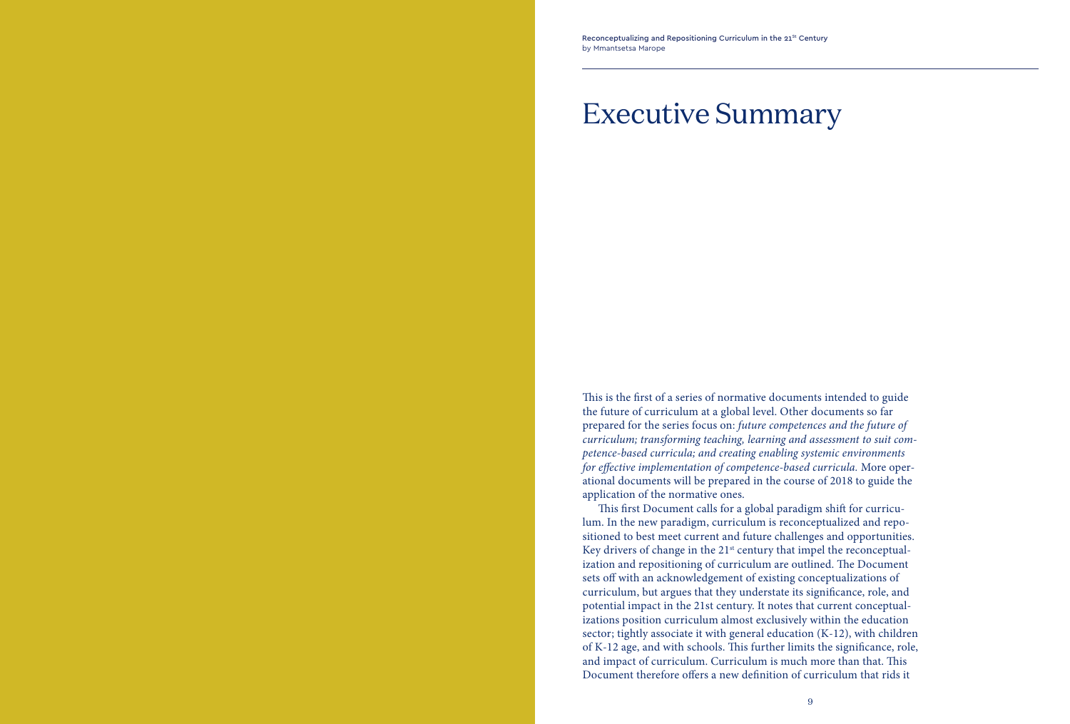# Executive Summary

This is the first of a series of normative documents intended to guide the future of curriculum at a global level. Other documents so far prepared for the series focus on: *future competences and the future of curriculum; transforming teaching, learning and assessment to suit competence-based curricula; and creating enabling systemic environments for effective implementation of competence-based curricula.* More operational documents will be prepared in the course of 2018 to guide the application of the normative ones.

This first Document calls for a global paradigm shift for curriculum. In the new paradigm, curriculum is reconceptualized and repositioned to best meet current and future challenges and opportunities. Key drivers of change in the 21st century that impel the reconceptualization and repositioning of curriculum are outlined. The Document sets off with an acknowledgement of existing conceptualizations of curriculum, but argues that they understate its significance, role, and potential impact in the 21st century. It notes that current conceptualizations position curriculum almost exclusively within the education sector; tightly associate it with general education (K-12), with children of K-12 age, and with schools. This further limits the significance, role, and impact of curriculum. Curriculum is much more than that. This Document therefore offers a new definition of curriculum that rids it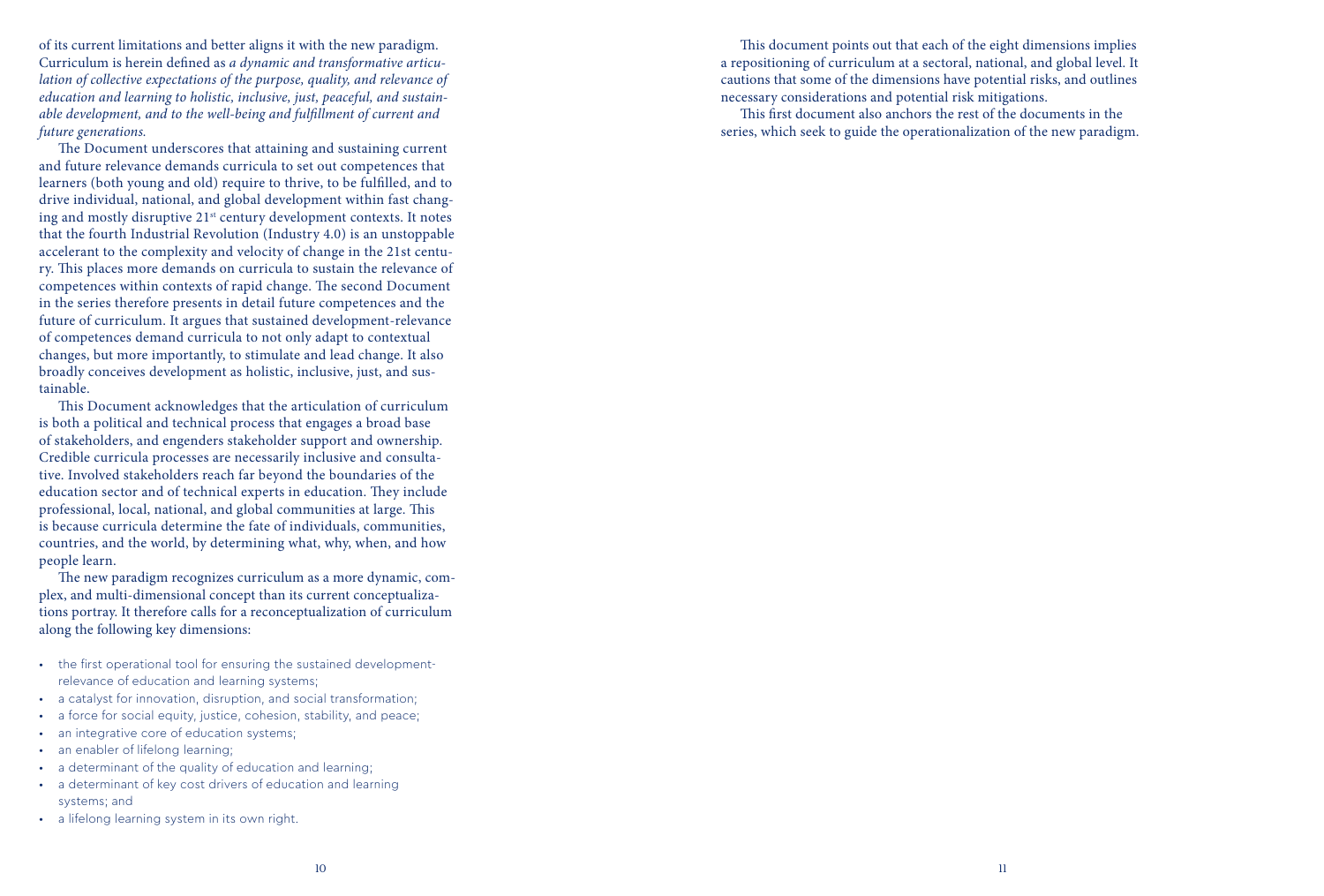of its current limitations and better aligns it with the new paradigm. Curriculum is herein defined as *a dynamic and transformative articulation of collective expectations of the purpose, quality, and relevance of education and learning to holistic, inclusive, just, peaceful, and sustainable development, and to the well-being and fulfillment of current and future generations.*

The Document underscores that attaining and sustaining current and future relevance demands curricula to set out competences that learners (both young and old) require to thrive, to be fulfilled, and to drive individual, national, and global development within fast changing and mostly disruptive 21st century development contexts. It notes that the fourth Industrial Revolution (Industry 4.0) is an unstoppable accelerant to the complexity and velocity of change in the 21st century. This places more demands on curricula to sustain the relevance of competences within contexts of rapid change. The second Document in the series therefore presents in detail future competences and the future of curriculum. It argues that sustained development-relevance of competences demand curricula to not only adapt to contextual changes, but more importantly, to stimulate and lead change. It also broadly conceives development as holistic, inclusive, just, and sustainable.

This Document acknowledges that the articulation of curriculum is both a political and technical process that engages a broad base of stakeholders, and engenders stakeholder support and ownership. Credible curricula processes are necessarily inclusive and consultative. Involved stakeholders reach far beyond the boundaries of the education sector and of technical experts in education. They include professional, local, national, and global communities at large. This is because curricula determine the fate of individuals, communities, countries, and the world, by determining what, why, when, and how people learn.

The new paradigm recognizes curriculum as a more dynamic, complex, and multi-dimensional concept than its current conceptualizations portray. It therefore calls for a reconceptualization of curriculum along the following key dimensions:

- the first operational tool for ensuring the sustained development-relevance of education and learning systems;
- a catalyst for innovation, disruption, and social transformation;
- a force for social equity, justice, cohesion, stability, and peace;
- an integrative core of education systems;
- an enabler of lifelong learning;
- a determinant of the quality of education and learning;
- a determinant of key cost drivers of education and learning systems; and
- a lifelong learning system in its own right.

This document points out that each of the eight dimensions implies a repositioning of curriculum at a sectoral, national, and global level. It cautions that some of the dimensions have potential risks, and outlines necessary considerations and potential risk mitigations.

This first document also anchors the rest of the documents in the series, which seek to guide the operationalization of the new paradigm.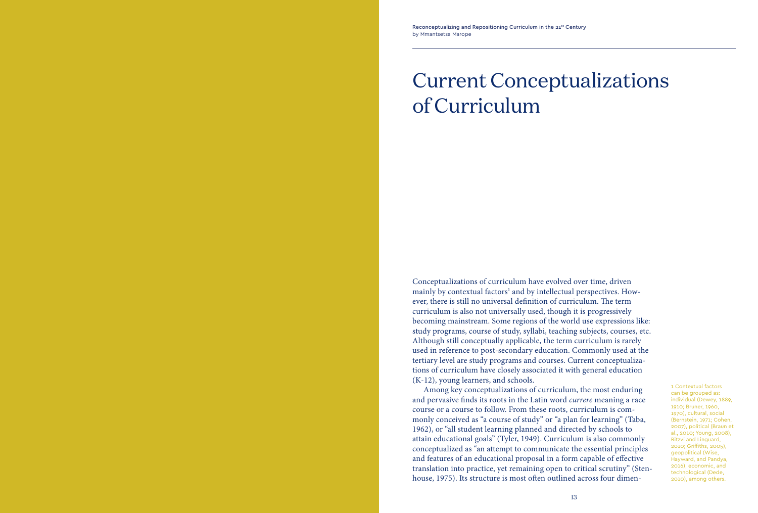# Current Conceptualizations of Curriculum

Conceptualizations of curriculum have evolved over time, driven mainly by contextual factors[1] and by intellectual perspectives. However, there is still no universal definition of curriculum. The term curriculum is also not universally used, though it is progressively becoming mainstream. Some regions of the world use expressions like: study programs, course of study, syllabi, teaching subjects, courses, etc. Although still conceptually applicable, the term curriculum is rarely used in reference to post-secondary education. Commonly used at the tertiary level are study programs and courses. Current conceptualizations of curriculum have closely associated it with general education (K-12), young learners, and schools.

Among key conceptualizations of curriculum, the most enduring and pervasive finds its roots in the Latin word *currere* meaning a race course or a course to follow. From these roots, curriculum is commonly conceived as "a course of study" or "a plan for learning" (Taba, 1962), or "all student learning planned and directed by schools to attain educational goals" (Tyler, 1949). Curriculum is also commonly conceptualized as "an attempt to communicate the essential principles and features of an educational proposal in a form capable of effective translation into practice, yet remaining open to critical scrutiny" (Stenhouse, 1975). Its structure is most often outlined across four dimen-

1 Contextual factors can be grouped as: individual (Dewey, 1889, 1910; Bruner, 1960, 1970), cultural, social (Bernstein, 1971; Cohen, 2007), political (Braun et al., 2010; Young, 2008), Ritzvi and Linguard, 2010; Griffiths, 2005), geopolitical (Wise, Hayward, and Pandya, 2016), economic, and technological (Dede, 2010), among others.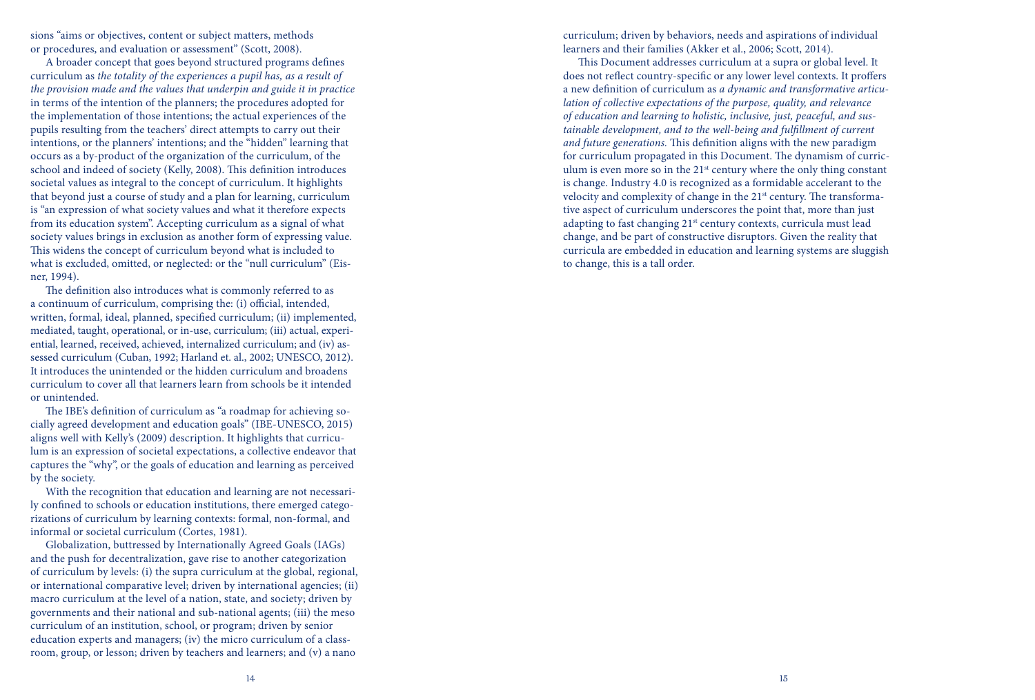sions "aims or objectives, content or subject matters, methods or procedures, and evaluation or assessment" (Scott, 2008).

A broader concept that goes beyond structured programs defines curriculum as *the totality of the experiences a pupil has, as a result of the provision made and the values that underpin and guide it in practice* in terms of the intention of the planners; the procedures adopted for the implementation of those intentions; the actual experiences of the pupils resulting from the teachers' direct attempts to carry out their intentions, or the planners' intentions; and the "hidden" learning that occurs as a by-product of the organization of the curriculum, of the school and indeed of society (Kelly, 2008). This definition introduces societal values as integral to the concept of curriculum. It highlights that beyond just a course of study and a plan for learning, curriculum is "an expression of what society values and what it therefore expects from its education system". Accepting curriculum as a signal of what society values brings in exclusion as another form of expressing value. This widens the concept of curriculum beyond what is included to what is excluded, omitted, or neglected: or the "null curriculum" (Eisner, 1994).

The definition also introduces what is commonly referred to as a continuum of curriculum, comprising the: (i) official, intended, written, formal, ideal, planned, specified curriculum; (ii) implemented, mediated, taught, operational, or in-use, curriculum; (iii) actual, experiential, learned, received, achieved, internalized curriculum; and (iv) assessed curriculum (Cuban, 1992; Harland et. al., 2002; UNESCO, 2012). It introduces the unintended or the hidden curriculum and broadens curriculum to cover all that learners learn from schools be it intended or unintended.

The IBE's definition of curriculum as "a roadmap for achieving socially agreed development and education goals" (IBE-UNESCO, 2015) aligns well with Kelly's (2009) description. It highlights that curriculum is an expression of societal expectations, a collective endeavor that captures the "why", or the goals of education and learning as perceived by the society.

With the recognition that education and learning are not necessarily confined to schools or education institutions, there emerged categorizations of curriculum by learning contexts: formal, non-formal, and informal or societal curriculum (Cortes, 1981).

Globalization, buttressed by Internationally Agreed Goals (IAGs) and the push for decentralization, gave rise to another categorization of curriculum by levels: (i) the supra curriculum at the global, regional, or international comparative level; driven by international agencies; (ii) macro curriculum at the level of a nation, state, and society; driven by governments and their national and sub-national agents; (iii) the meso curriculum of an institution, school, or program; driven by senior education experts and managers; (iv) the micro curriculum of a classroom, group, or lesson; driven by teachers and learners; and (v) a nano curriculum; driven by behaviors, needs and aspirations of individual learners and their families (Akker et al., 2006; Scott, 2014).

This Document addresses curriculum at a supra or global level. It does not reflect country-specific or any lower level contexts. It proffers a new definition of curriculum as *a dynamic and transformative articulation of collective expectations of the purpose, quality, and relevance of education and learning to holistic, inclusive, just, peaceful, and sustainable development, and to the well-being and fulfillment of current and future generations.* This definition aligns with the new paradigm for curriculum propagated in this Document. The dynamism of curriculum is even more so in the 21st century where the only thing constant is change. Industry 4.0 is recognized as a formidable accelerant to the velocity and complexity of change in the 21st century. The transformative aspect of curriculum underscores the point that, more than just adapting to fast changing 21st century contexts, curricula must lead change, and be part of constructive disruptors. Given the reality that curricula are embedded in education and learning systems are sluggish to change, this is a tall order.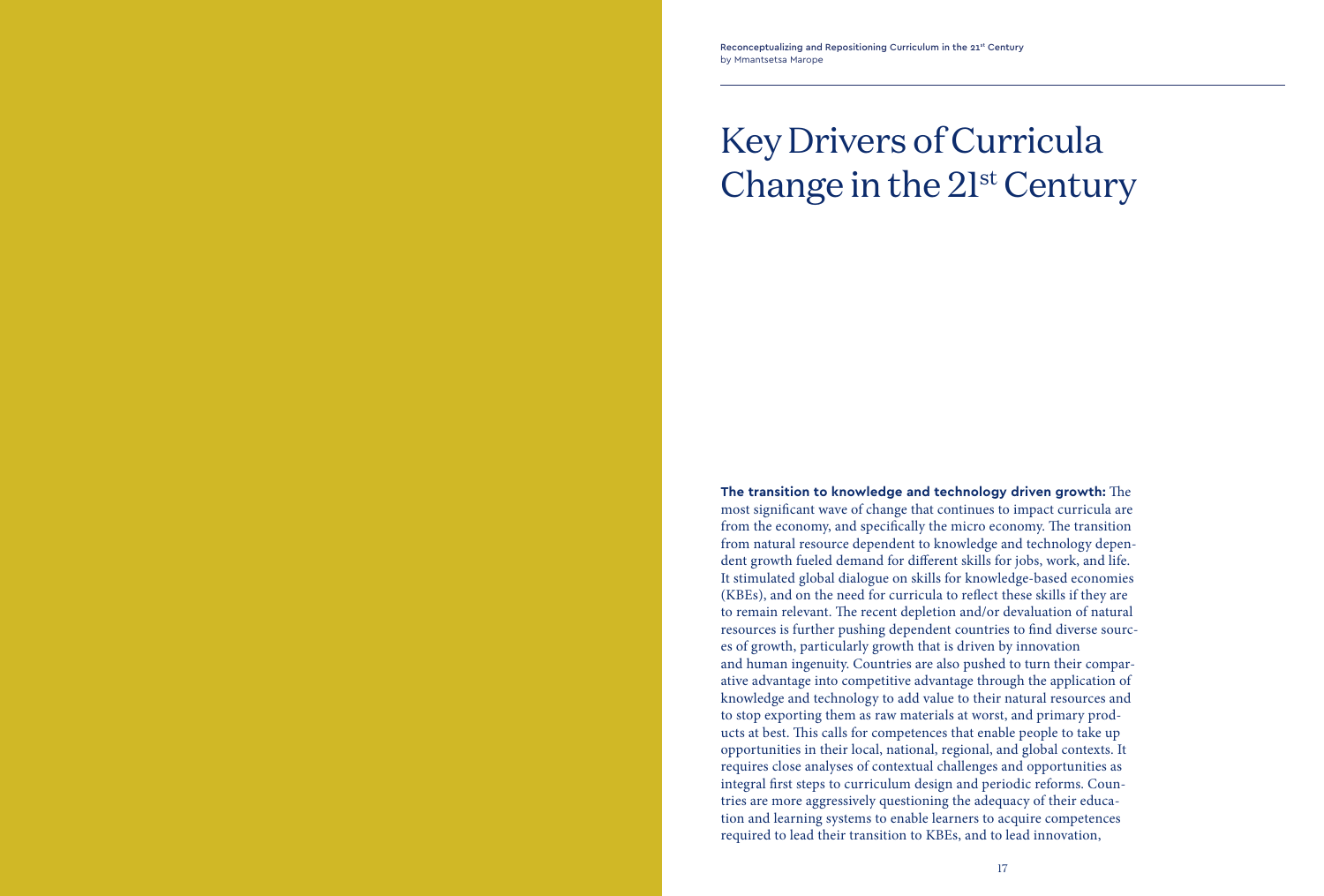# Key Drivers of Curricula Change in the 21st Century

**The transition to knowledge and technology driven growth:** The most significant wave of change that continues to impact curricula are from the economy, and specifically the micro economy. The transition from natural resource dependent to knowledge and technology dependent growth fueled demand for different skills for jobs, work, and life. It stimulated global dialogue on skills for knowledge-based economies (KBEs), and on the need for curricula to reflect these skills if they are to remain relevant. The recent depletion and/or devaluation of natural resources is further pushing dependent countries to find diverse sources of growth, particularly growth that is driven by innovation and human ingenuity. Countries are also pushed to turn their comparative advantage into competitive advantage through the application of knowledge and technology to add value to their natural resources and to stop exporting them as raw materials at worst, and primary products at best. This calls for competences that enable people to take up opportunities in their local, national, regional, and global contexts. It requires close analyses of contextual challenges and opportunities as integral first steps to curriculum design and periodic reforms. Countries are more aggressively questioning the adequacy of their education and learning systems to enable learners to acquire competences required to lead their transition to KBEs, and to lead innovation,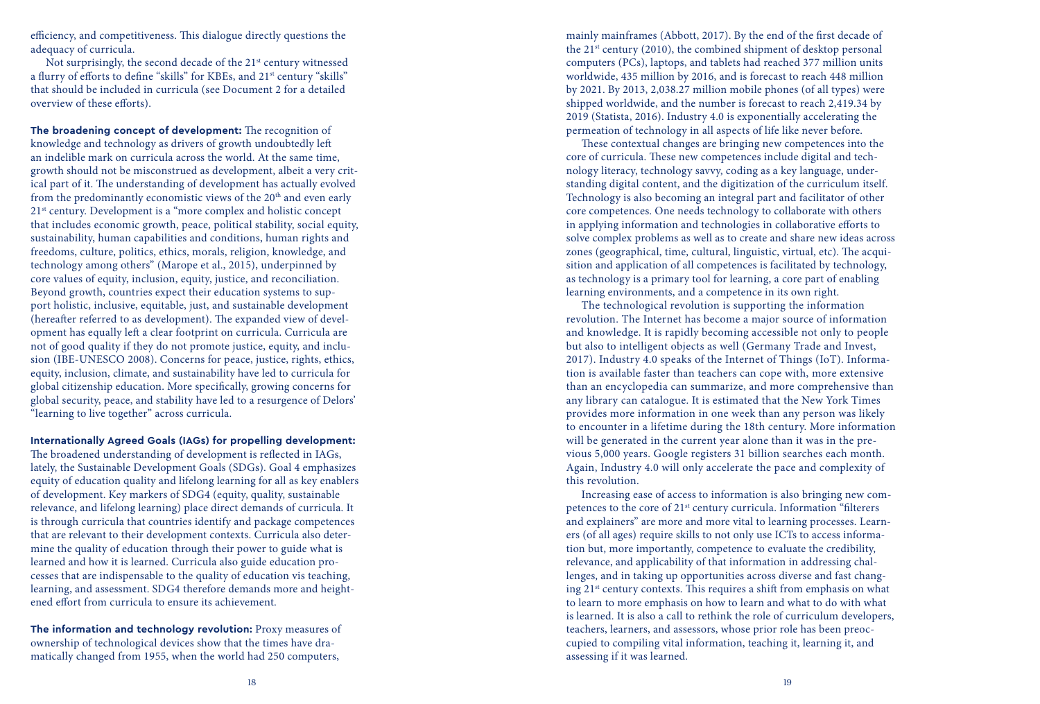efficiency, and competitiveness. This dialogue directly questions the adequacy of curricula.

Not surprisingly, the second decade of the 21st century witnessed a flurry of efforts to define "skills" for KBEs, and 21st century "skills" that should be included in curricula (see Document 2 for a detailed overview of these efforts).

**The broadening concept of development:** The recognition of knowledge and technology as drivers of growth undoubtedly left an indelible mark on curricula across the world. At the same time, growth should not be misconstrued as development, albeit a very critical part of it. The understanding of development has actually evolved from the predominantly economistic views of the 20th and even early 21st century. Development is a "more complex and holistic concept that includes economic growth, peace, political stability, social equity, sustainability, human capabilities and conditions, human rights and freedoms, culture, politics, ethics, morals, religion, knowledge, and technology among others" (Marope et al., 2015), underpinned by core values of equity, inclusion, equity, justice, and reconciliation. Beyond growth, countries expect their education systems to support holistic, inclusive, equitable, just, and sustainable development (hereafter referred to as development). The expanded view of development has equally left a clear footprint on curricula. Curricula are not of good quality if they do not promote justice, equity, and inclusion (IBE-UNESCO 2008). Concerns for peace, justice, rights, ethics, equity, inclusion, climate, and sustainability have led to curricula for global citizenship education. More specifically, growing concerns for global security, peace, and stability have led to a resurgence of Delors' "learning to live together" across curricula.

**Internationally Agreed Goals (IAGs) for propelling development:** The broadened understanding of development is reflected in IAGs, lately, the Sustainable Development Goals (SDGs). Goal 4 emphasizes equity of education quality and lifelong learning for all as key enablers of development. Key markers of SDG4 (equity, quality, sustainable relevance, and lifelong learning) place direct demands of curricula. It is through curricula that countries identify and package competences that are relevant to their development contexts. Curricula also determine the quality of education through their power to guide what is learned and how it is learned. Curricula also guide education processes that are indispensable to the quality of education vis teaching, learning, and assessment. SDG4 therefore demands more and heightened effort from curricula to ensure its achievement.

**The information and technology revolution:** Proxy measures of ownership of technological devices show that the times have dramatically changed from 1955, when the world had 250 computers, mainly mainframes (Abbott, 2017). By the end of the first decade of the 21st century (2010), the combined shipment of desktop personal computers (PCs), laptops, and tablets had reached 377 million units worldwide, 435 million by 2016, and is forecast to reach 448 million by 2021. By 2013, 2,038.27 million mobile phones (of all types) were shipped worldwide, and the number is forecast to reach 2,419.34 by 2019 (Statista, 2016). Industry 4.0 is exponentially accelerating the permeation of technology in all aspects of life like never before.

These contextual changes are bringing new competences into the core of curricula. These new competences include digital and technology literacy, technology savvy, coding as a key language, understanding digital content, and the digitization of the curriculum itself. Technology is also becoming an integral part and facilitator of other core competences. One needs technology to collaborate with others in applying information and technologies in collaborative efforts to solve complex problems as well as to create and share new ideas across zones (geographical, time, cultural, linguistic, virtual, etc). The acquisition and application of all competences is facilitated by technology, as technology is a primary tool for learning, a core part of enabling learning environments, and a competence in its own right.

The technological revolution is supporting the information revolution. The Internet has become a major source of information and knowledge. It is rapidly becoming accessible not only to people but also to intelligent objects as well (Germany Trade and Invest, 2017). Industry 4.0 speaks of the Internet of Things (IoT). Information is available faster than teachers can cope with, more extensive than an encyclopedia can summarize, and more comprehensive than any library can catalogue. It is estimated that the New York Times provides more information in one week than any person was likely to encounter in a lifetime during the 18th century. More information will be generated in the current year alone than it was in the previous 5,000 years. Google registers 31 billion searches each month. Again, Industry 4.0 will only accelerate the pace and complexity of this revolution.

Increasing ease of access to information is also bringing new competences to the core of 21st century curricula. Information "filterers and explainers" are more and more vital to learning processes. Learners (of all ages) require skills to not only use ICTs to access information but, more importantly, competence to evaluate the credibility, relevance, and applicability of that information in addressing challenges, and in taking up opportunities across diverse and fast changing 21st century contexts. This requires a shift from emphasis on what to learn to more emphasis on how to learn and what to do with what is learned. It is also a call to rethink the role of curriculum developers, teachers, learners, and assessors, whose prior role has been preoccupied to compiling vital information, teaching it, learning it, and assessing if it was learned.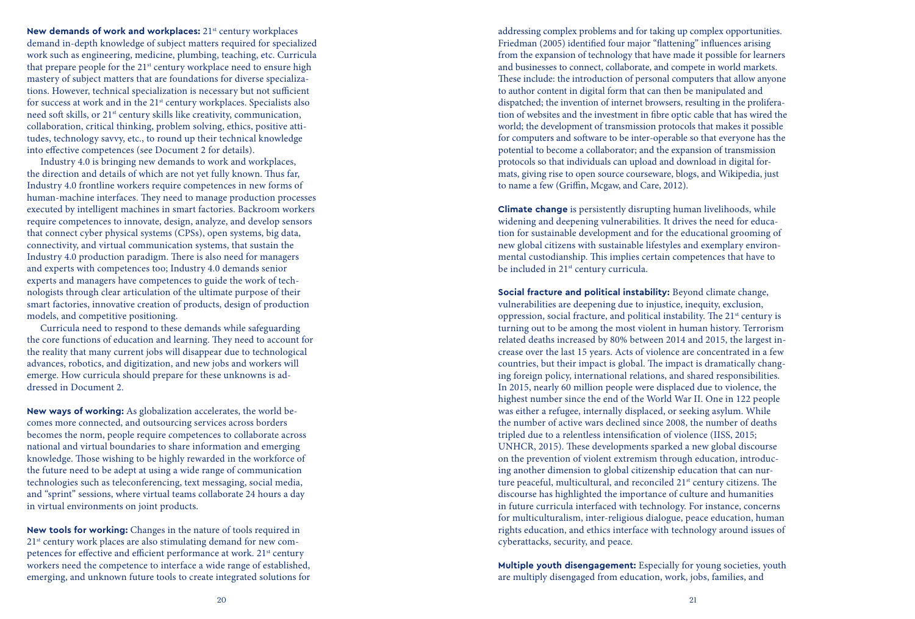**New demands of work and workplaces:** 21st century workplaces demand in-depth knowledge of subject matters required for specialized work such as engineering, medicine, plumbing, teaching, etc. Curricula that prepare people for the 21st century workplace need to ensure high mastery of subject matters that are foundations for diverse specializations. However, technical specialization is necessary but not sufficient for success at work and in the 21st century workplaces. Specialists also need soft skills, or 21st century skills like creativity, communication, collaboration, critical thinking, problem solving, ethics, positive attitudes, technology savvy, etc., to round up their technical knowledge into effective competences (see Document 2 for details).

Industry 4.0 is bringing new demands to work and workplaces, the direction and details of which are not yet fully known. Thus far, Industry 4.0 frontline workers require competences in new forms of human-machine interfaces. They need to manage production processes executed by intelligent machines in smart factories. Backroom workers require competences to innovate, design, analyze, and develop sensors that connect cyber physical systems (CPSs), open systems, big data, connectivity, and virtual communication systems, that sustain the Industry 4.0 production paradigm. There is also need for managers and experts with competences too; Industry 4.0 demands senior experts and managers have competences to guide the work of technologists through clear articulation of the ultimate purpose of their smart factories, innovative creation of products, design of production models, and competitive positioning.

Curricula need to respond to these demands while safeguarding the core functions of education and learning. They need to account for the reality that many current jobs will disappear due to technological advances, robotics, and digitization, and new jobs and workers will emerge. How curricula should prepare for these unknowns is addressed in Document 2.

**New ways of working:** As globalization accelerates, the world becomes more connected, and outsourcing services across borders becomes the norm, people require competences to collaborate across national and virtual boundaries to share information and emerging knowledge. Those wishing to be highly rewarded in the workforce of the future need to be adept at using a wide range of communication technologies such as teleconferencing, text messaging, social media, and "sprint" sessions, where virtual teams collaborate 24 hours a day in virtual environments on joint products.

**New tools for working:** Changes in the nature of tools required in 21st century work places are also stimulating demand for new competences for effective and efficient performance at work. 21st century workers need the competence to interface a wide range of established, emerging, and unknown future tools to create integrated solutions for addressing complex problems and for taking up complex opportunities. Friedman (2005) identified four major "flattening" influences arising from the expansion of technology that have made it possible for learners and businesses to connect, collaborate, and compete in world markets. These include: the introduction of personal computers that allow anyone to author content in digital form that can then be manipulated and dispatched; the invention of internet browsers, resulting in the proliferation of websites and the investment in fibre optic cable that has wired the world; the development of transmission protocols that makes it possible for computers and software to be inter-operable so that everyone has the potential to become a collaborator; and the expansion of transmission protocols so that individuals can upload and download in digital formats, giving rise to open source courseware, blogs, and Wikipedia, just to name a few (Griffin, Mcgaw, and Care, 2012).

**Climate change** is persistently disrupting human livelihoods, while widening and deepening vulnerabilities. It drives the need for education for sustainable development and for the educational grooming of new global citizens with sustainable lifestyles and exemplary environmental custodianship. This implies certain competences that have to be included in 21st century curricula.

**Social fracture and political instability:** Beyond climate change, vulnerabilities are deepening due to injustice, inequity, exclusion, oppression, social fracture, and political instability. The 21st century is turning out to be among the most violent in human history. Terrorism related deaths increased by 80% between 2014 and 2015, the largest increase over the last 15 years. Acts of violence are concentrated in a few countries, but their impact is global. The impact is dramatically changing foreign policy, international relations, and shared responsibilities. In 2015, nearly 60 million people were displaced due to violence, the highest number since the end of the World War II. One in 122 people was either a refugee, internally displaced, or seeking asylum. While the number of active wars declined since 2008, the number of deaths tripled due to a relentless intensification of violence (IISS, 2015; UNHCR, 2015). These developments sparked a new global discourse on the prevention of violent extremism through education, introducing another dimension to global citizenship education that can nurture peaceful, multicultural, and reconciled 21st century citizens. The discourse has highlighted the importance of culture and humanities in future curricula interfaced with technology. For instance, concerns for multiculturalism, inter-religious dialogue, peace education, human rights education, and ethics interface with technology around issues of cyberattacks, security, and peace.

**Multiple youth disengagement:** Especially for young societies, youth are multiply disengaged from education, work, jobs, families, and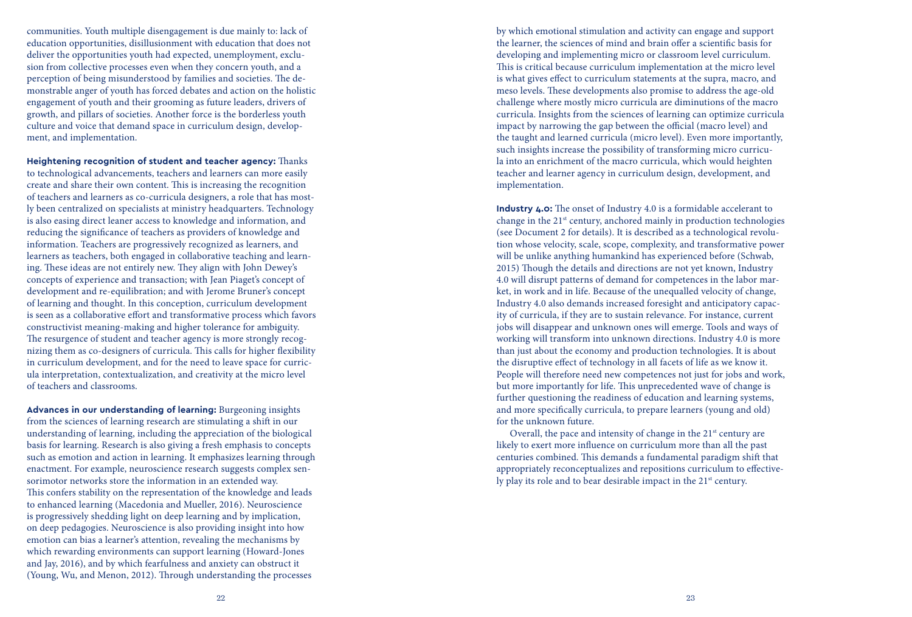communities. Youth multiple disengagement is due mainly to: lack of education opportunities, disillusionment with education that does not deliver the opportunities youth had expected, unemployment, exclusion from collective processes even when they concern youth, and a perception of being misunderstood by families and societies. The demonstrable anger of youth has forced debates and action on the holistic engagement of youth and their grooming as future leaders, drivers of growth, and pillars of societies. Another force is the borderless youth culture and voice that demand space in curriculum design, development, and implementation.

**Heightening recognition of student and teacher agency:** Thanks to technological advancements, teachers and learners can more easily create and share their own content. This is increasing the recognition of teachers and learners as co-curricula designers, a role that has mostly been centralized on specialists at ministry headquarters. Technology is also easing direct leaner access to knowledge and information, and reducing the significance of teachers as providers of knowledge and information. Teachers are progressively recognized as learners, and learners as teachers, both engaged in collaborative teaching and learning. These ideas are not entirely new. They align with John Dewey's concepts of experience and transaction; with Jean Piaget's concept of development and re-equilibration; and with Jerome Bruner's concept of learning and thought. In this conception, curriculum development is seen as a collaborative effort and transformative process which favors constructivist meaning-making and higher tolerance for ambiguity. The resurgence of student and teacher agency is more strongly recognizing them as co-designers of curricula. This calls for higher flexibility in curriculum development, and for the need to leave space for curricula interpretation, contextualization, and creativity at the micro level of teachers and classrooms.

**Advances in our understanding of learning:** Burgeoning insights from the sciences of learning research are stimulating a shift in our understanding of learning, including the appreciation of the biological basis for learning. Research is also giving a fresh emphasis to concepts such as emotion and action in learning. It emphasizes learning through enactment. For example, neuroscience research suggests complex sensorimotor networks store the information in an extended way. This confers stability on the representation of the knowledge and leads to enhanced learning (Macedonia and Mueller, 2016). Neuroscience is progressively shedding light on deep learning and by implication, on deep pedagogies. Neuroscience is also providing insight into how emotion can bias a learner's attention, revealing the mechanisms by which rewarding environments can support learning (Howard-Jones and Jay, 2016), and by which fearfulness and anxiety can obstruct it (Young, Wu, and Menon, 2012). Through understanding the processes by which emotional stimulation and activity can engage and support the learner, the sciences of mind and brain offer a scientific basis for developing and implementing micro or classroom level curriculum. This is critical because curriculum implementation at the micro level is what gives effect to curriculum statements at the supra, macro, and meso levels. These developments also promise to address the age-old challenge where mostly micro curricula are diminutions of the macro curricula. Insights from the sciences of learning can optimize curricula impact by narrowing the gap between the official (macro level) and the taught and learned curricula (micro level). Even more importantly, such insights increase the possibility of transforming micro curricula into an enrichment of the macro curricula, which would heighten teacher and learner agency in curriculum design, development, and implementation.

**Industry 4.0:** The onset of Industry 4.0 is a formidable accelerant to change in the 21st century, anchored mainly in production technologies (see Document 2 for details). It is described as a technological revolution whose velocity, scale, scope, complexity, and transformative power will be unlike anything humankind has experienced before (Schwab, 2015) Though the details and directions are not yet known, Industry 4.0 will disrupt patterns of demand for competences in the labor market, in work and in life. Because of the unequalled velocity of change, Industry 4.0 also demands increased foresight and anticipatory capacity of curricula, if they are to sustain relevance. For instance, current jobs will disappear and unknown ones will emerge. Tools and ways of working will transform into unknown directions. Industry 4.0 is more than just about the economy and production technologies. It is about the disruptive effect of technology in all facets of life as we know it. People will therefore need new competences not just for jobs and work, but more importantly for life. This unprecedented wave of change is further questioning the readiness of education and learning systems, and more specifically curricula, to prepare learners (young and old) for the unknown future.

Overall, the pace and intensity of change in the 21st century are likely to exert more influence on curriculum more than all the past centuries combined. This demands a fundamental paradigm shift that appropriately reconceptualizes and repositions curriculum to effectively play its role and to bear desirable impact in the 21st century.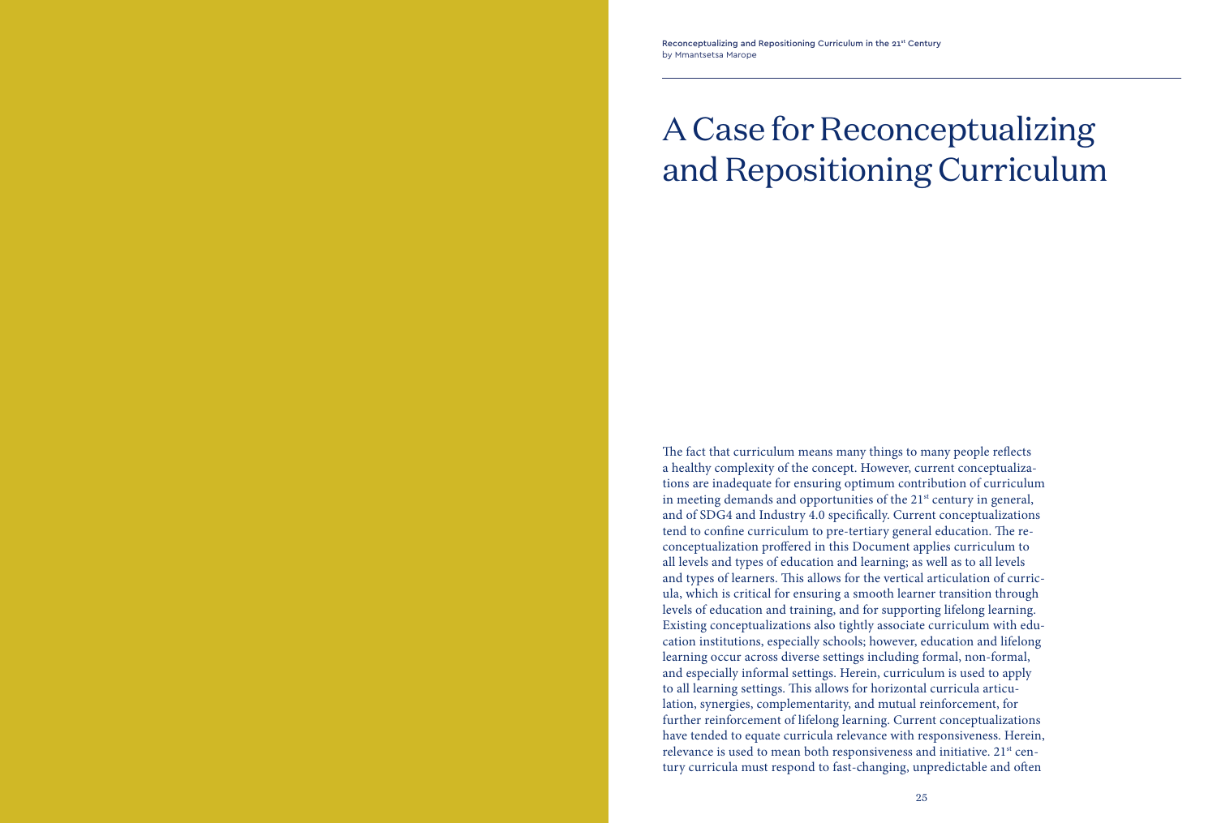# A Case for Reconceptualizing and Repositioning Curriculum

The fact that curriculum means many things to many people reflects a healthy complexity of the concept. However, current conceptualizations are inadequate for ensuring optimum contribution of curriculum in meeting demands and opportunities of the 21st century in general, and of SDG4 and Industry 4.0 specifically. Current conceptualizations tend to confine curriculum to pre-tertiary general education. The reconceptualization proffered in this Document applies curriculum to all levels and types of education and learning; as well as to all levels and types of learners. This allows for the vertical articulation of curricula, which is critical for ensuring a smooth learner transition through levels of education and training, and for supporting lifelong learning. Existing conceptualizations also tightly associate curriculum with education institutions, especially schools; however, education and lifelong learning occur across diverse settings including formal, non-formal, and especially informal settings. Herein, curriculum is used to apply to all learning settings. This allows for horizontal curricula articulation, synergies, complementarity, and mutual reinforcement, for further reinforcement of lifelong learning. Current conceptualizations have tended to equate curricula relevance with responsiveness. Herein, relevance is used to mean both responsiveness and initiative. 21st century curricula must respond to fast-changing, unpredictable and often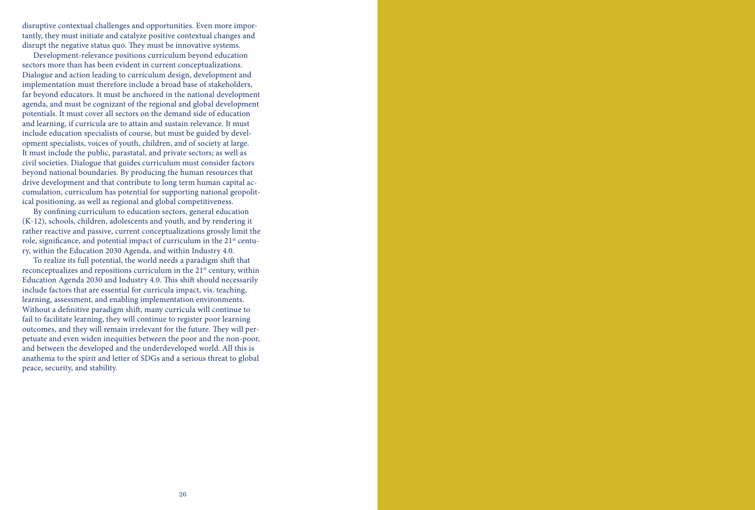disruptive contextual challenges and opportunities. Even more importantly, they must initiate and catalyze positive contextual changes and disrupt the negative status quo. They must be innovative systems.

Development-relevance positions curriculum beyond education sectors more than has been evident in current conceptualizations. Dialogue and action leading to curriculum design, development and implementation must therefore include a broad base of stakeholders, far beyond educators. It must be anchored in the national development agenda, and must be cognizant of the regional and global development potentials. It must cover all sectors on the demand side of education and learning, if curricula are to attain and sustain relevance. It must include education specialists of course, but must be guided by development specialists, voices of youth, children, and of society at large. It must include the public, parastatal, and private sectors; as well as civil societies. Dialogue that guides curriculum must consider factors beyond national boundaries. By producing the human resources that drive development and that contribute to long term human capital accumulation, curriculum has potential for supporting national geopolitical positioning, as well as regional and global competitiveness.

By confining curriculum to education sectors, general education (K-12), schools, children, adolescents and youth, and by rendering it rather reactive and passive, current conceptualizations grossly limit the role, significance, and potential impact of curriculum in the 21st century, within the Education 2030 Agenda, and within Industry 4.0.

To realize its full potential, the world needs a paradigm shift that reconceptualizes and repositions curriculum in the 21st century, within Education Agenda 2030 and Industry 4.0. This shift should necessarily include factors that are essential for curricula impact, vis. teaching, learning, assessment, and enabling implementation environments. Without a definitive paradigm shift, many curricula will continue to fail to facilitate learning, they will continue to register poor learning outcomes, and they will remain irrelevant for the future. They will perpetuate and even widen inequities between the poor and the non-poor, and between the developed and the underdeveloped world. All this is anathema to the spirit and letter of SDGs and a serious threat to global peace, security, and stability.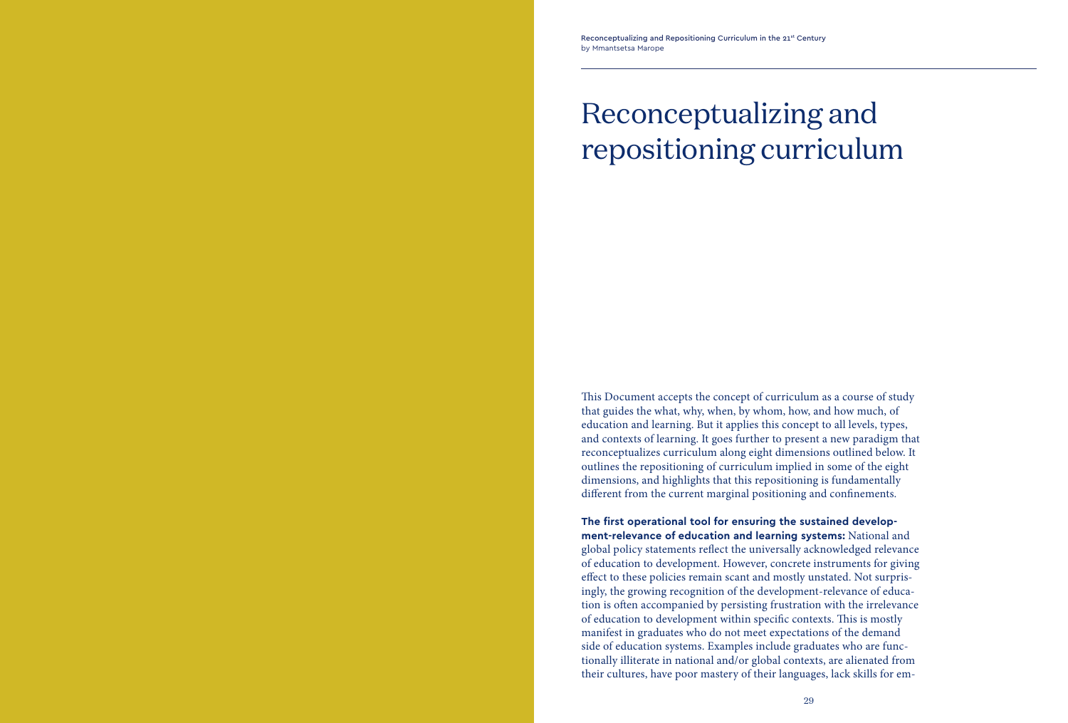# Reconceptualizing and repositioning curriculum

This Document accepts the concept of curriculum as a course of study that guides the what, why, when, by whom, how, and how much, of education and learning. But it applies this concept to all levels, types, and contexts of learning. It goes further to present a new paradigm that reconceptualizes curriculum along eight dimensions outlined below. It outlines the repositioning of curriculum implied in some of the eight dimensions, and highlights that this repositioning is fundamentally different from the current marginal positioning and confinements.

**The first operational tool for ensuring the sustained development-relevance of education and learning systems:** National and global policy statements reflect the universally acknowledged relevance of education to development. However, concrete instruments for giving effect to these policies remain scant and mostly unstated. Not surprisingly, the growing recognition of the development-relevance of education is often accompanied by persisting frustration with the irrelevance of education to development within specific contexts. This is mostly manifest in graduates who do not meet expectations of the demand side of education systems. Examples include graduates who are functionally illiterate in national and/or global contexts, are alienated from their cultures, have poor mastery of their languages, lack skills for em-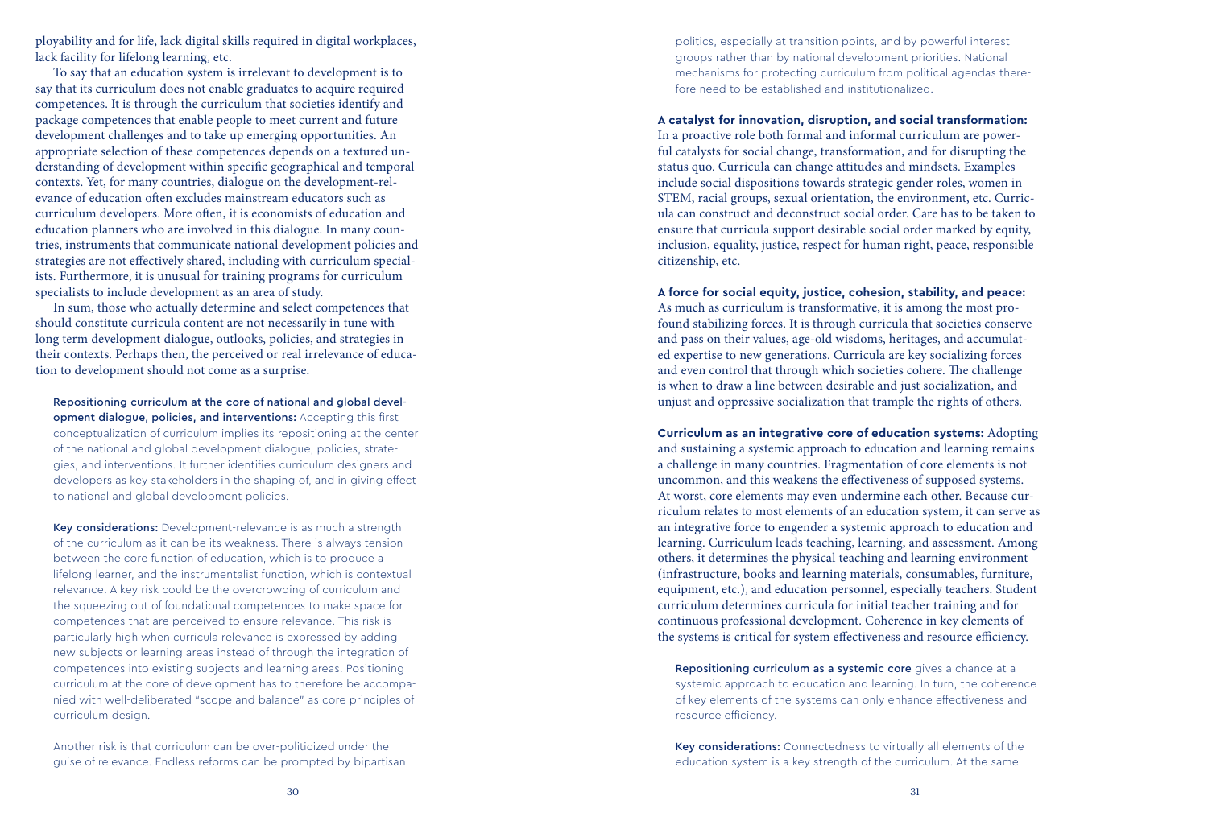ployability and for life, lack digital skills required in digital workplaces, lack facility for lifelong learning, etc.

To say that an education system is irrelevant to development is to say that its curriculum does not enable graduates to acquire required competences. It is through the curriculum that societies identify and package competences that enable people to meet current and future development challenges and to take up emerging opportunities. An appropriate selection of these competences depends on a textured understanding of development within specific geographical and temporal contexts. Yet, for many countries, dialogue on the development-relevance of education often excludes mainstream educators such as curriculum developers. More often, it is economists of education and education planners who are involved in this dialogue. In many countries, instruments that communicate national development policies and strategies are not effectively shared, including with curriculum specialists. Furthermore, it is unusual for training programs for curriculum specialists to include development as an area of study.

In sum, those who actually determine and select competences that should constitute curricula content are not necessarily in tune with long term development dialogue, outlooks, policies, and strategies in their contexts. Perhaps then, the perceived or real irrelevance of education to development should not come as a surprise.

**Repositioning curriculum at the core of national and global development dialogue, policies, and interventions:** Accepting this first conceptualization of curriculum implies its repositioning at the center of the national and global development dialogue, policies, strategies, and interventions. It further identifies curriculum designers and developers as key stakeholders in the shaping of, and in giving effect to national and global development policies.

**Key considerations:** Development-relevance is as much a strength of the curriculum as it can be its weakness. There is always tension between the core function of education, which is to produce a lifelong learner, and the instrumentalist function, which is contextual relevance. A key risk could be the overcrowding of curriculum and the squeezing out of foundational competences to make space for competences that are perceived to ensure relevance. This risk is particularly high when curricula relevance is expressed by adding new subjects or learning areas instead of through the integration of competences into existing subjects and learning areas. Positioning curriculum at the core of development has to therefore be accompanied with well-deliberated "scope and balance" as core principles of curriculum design.

Another risk is that curriculum can be over-politicized under the guise of relevance. Endless reforms can be prompted by bipartisan politics, especially at transition points, and by powerful interest groups rather than by national development priorities. National mechanisms for protecting curriculum from political agendas therefore need to be established and institutionalized.

**A catalyst for innovation, disruption, and social transformation:** In a proactive role both formal and informal curriculum are powerful catalysts for social change, transformation, and for disrupting the status quo. Curricula can change attitudes and mindsets. Examples include social dispositions towards strategic gender roles, women in STEM, racial groups, sexual orientation, the environment, etc. Curricula can construct and deconstruct social order. Care has to be taken to ensure that curricula support desirable social order marked by equity, inclusion, equality, justice, respect for human right, peace, responsible citizenship, etc.

**A force for social equity, justice, cohesion, stability, and peace:** As much as curriculum is transformative, it is among the most profound stabilizing forces. It is through curricula that societies conserve and pass on their values, age-old wisdoms, heritages, and accumulated expertise to new generations. Curricula are key socializing forces and even control that through which societies cohere. The challenge is when to draw a line between desirable and just socialization, and unjust and oppressive socialization that trample the rights of others.

**Curriculum as an integrative core of education systems:** Adopting and sustaining a systemic approach to education and learning remains a challenge in many countries. Fragmentation of core elements is not uncommon, and this weakens the effectiveness of supposed systems. At worst, core elements may even undermine each other. Because curriculum relates to most elements of an education system, it can serve as an integrative force to engender a systemic approach to education and learning. Curriculum leads teaching, learning, and assessment. Among others, it determines the physical teaching and learning environment (infrastructure, books and learning materials, consumables, furniture, equipment, etc.), and education personnel, especially teachers. Student curriculum determines curricula for initial teacher training and for continuous professional development. Coherence in key elements of the systems is critical for system effectiveness and resource efficiency.

**Repositioning curriculum as a systemic core** gives a chance at a systemic approach to education and learning. In turn, the coherence of key elements of the systems can only enhance effectiveness and resource efficiency.

**Key considerations:** Connectedness to virtually all elements of the education system is a key strength of the curriculum. At the same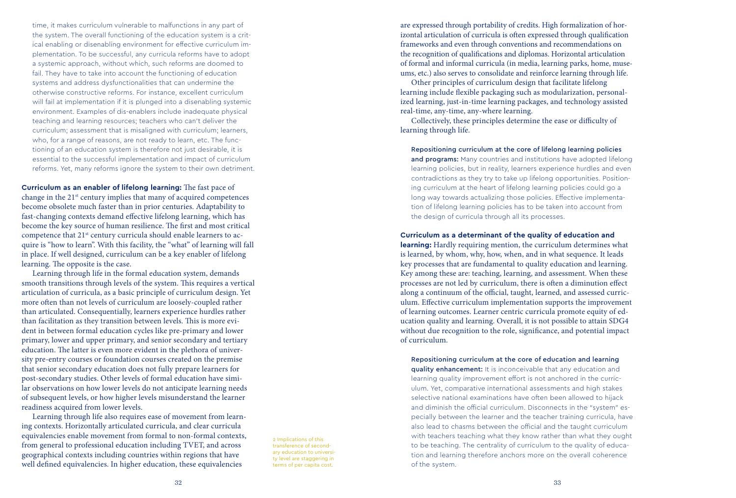time, it makes curriculum vulnerable to malfunctions in any part of the system. The overall functioning of the education system is a critical enabling or disenabling environment for effective curriculum implementation. To be successful, any curricula reforms have to adopt a systemic approach, without which, such reforms are doomed to fail. They have to take into account the functioning of education systems and address dysfunctionalities that can undermine the otherwise constructive reforms. For instance, excellent curriculum will fail at implementation if it is plunged into a disenabling systemic environment. Examples of dis-enablers include inadequate physical teaching and learning resources; teachers who can't deliver the curriculum; assessment that is misaligned with curriculum; learners, who, for a range of reasons, are not ready to learn, etc. The functioning of an education system is therefore not just desirable, it is essential to the successful implementation and impact of curriculum reforms. Yet, many reforms ignore the system to their own detriment.

**Curriculum as an enabler of lifelong learning:** The fast pace of change in the 21st century implies that many of acquired competences become obsolete much faster than in prior centuries. Adaptability to fast-changing contexts demand effective lifelong learning, which has become the key source of human resilience. The first and most critical competence that 21st century curricula should enable learners to acquire is "how to learn". With this facility, the "what" of learning will fall in place. If well designed, curriculum can be a key enabler of lifelong learning. The opposite is the case.

Learning through life in the formal education system, demands smooth transitions through levels of the system. This requires a vertical articulation of curricula, as a basic principle of curriculum design. Yet more often than not levels of curriculum are loosely-coupled rather than articulated. Consequentially, learners experience hurdles rather than facilitation as they transition between levels. This is more evident in between formal education cycles like pre-primary and lower primary, lower and upper primary, and senior secondary and tertiary education. The latter is even more evident in the plethora of university pre-entry courses or foundation courses created on the premise that senior secondary education does not fully prepare learners for post-secondary studies. Other levels of formal education have similar observations on how lower levels do not anticipate learning needs of subsequent levels, or how higher levels misunderstand the learner readiness acquired from lower levels.

Learning through life also requires ease of movement from learning contexts. Horizontally articulated curricula, and clear curricula equivalencies enable movement from formal to non-formal contexts, from general to professional education including TVET, and across geographical contexts including countries within regions that have well defined equivalencies. In higher education, these equivalencies are expressed through portability of credits. High formalization of horizontal articulation of curricula is often expressed through qualification frameworks and even through conventions and recommendations on the recognition of qualifications and diplomas. Horizontal articulation of formal and informal curricula (in media, learning parks, home, museums, etc.) also serves to consolidate and reinforce learning through life.

2 Implications of this transference of secondary education to university level are staggering in terms of per capita cost.

Other principles of curriculum design that facilitate lifelong learning include flexible packaging such as modularization, personalized learning, just-in-time learning packages, and technology assisted real-time, any-time, any-where learning.

Collectively, these principles determine the ease or difficulty of learning through life.

**Repositioning curriculum at the core of lifelong learning policies and programs:** Many countries and institutions have adopted lifelong learning policies, but in reality, learners experience hurdles and even contradictions as they try to take up lifelong opportunities. Positioning curriculum at the heart of lifelong learning policies could go a long way towards actualizing those policies. Effective implementation of lifelong learning policies has to be taken into account from the design of curricula through all its processes.

**Curriculum as a determinant of the quality of education and learning:** Hardly requiring mention, the curriculum determines what is learned, by whom, why, how, when, and in what sequence. It leads key processes that are fundamental to quality education and learning. Key among these are: teaching, learning, and assessment. When these processes are not led by curriculum, there is often a diminution effect along a continuum of the official, taught, learned, and assessed curriculum. Effective curriculum implementation supports the improvement of learning outcomes. Learner centric curricula promote equity of education quality and learning. Overall, it is not possible to attain SDG4 without due recognition to the role, significance, and potential impact of curriculum.

**Repositioning curriculum at the core of education and learning quality enhancement:** It is inconceivable that any education and learning quality improvement effort is not anchored in the curriculum. Yet, comparative international assessments and high stakes selective national examinations have often been allowed to hijack and diminish the official curriculum. Disconnects in the "system" especially between the learner and the teacher training curricula, have also lead to chasms between the official and the taught curriculum with teachers teaching what they know rather than what they ought to be teaching. The centrality of curriculum to the quality of education and learning therefore anchors more on the overall coherence of the system.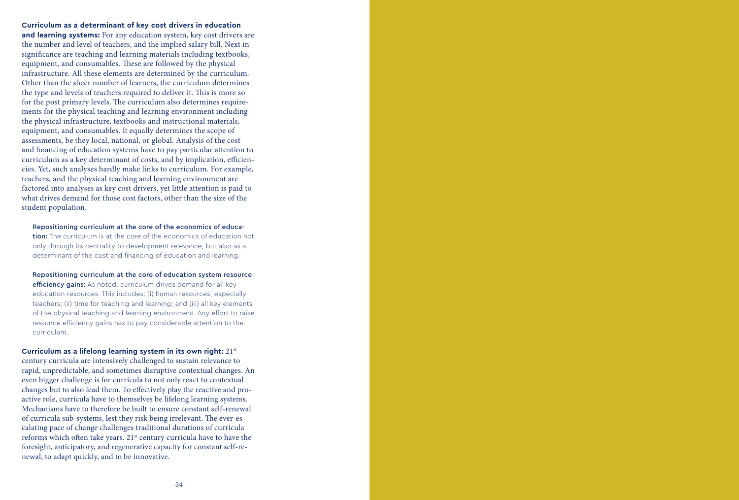**Curriculum as a determinant of key cost drivers in education and learning systems:** For any education system, key cost drivers are the number and level of teachers, and the implied salary bill. Next in significance are teaching and learning materials including textbooks, equipment, and consumables. These are followed by the physical infrastructure. All these elements are determined by the curriculum. Other than the sheer number of learners, the curriculum determines the type and levels of teachers required to deliver it. This is more so for the post primary levels. The curriculum also determines requirements for the physical teaching and learning environment including the physical infrastructure, textbooks and instructional materials, equipment, and consumables. It equally determines the scope of assessments, be they local, national, or global. Analysis of the cost and financing of education systems have to pay particular attention to curriculum as a key determinant of costs, and by implication, efficiencies. Yet, such analyses hardly make links to curriculum. For example, teachers, and the physical teaching and learning environment are factored into analyses as key cost drivers, yet little attention is paid to what drives demand for those cost factors, other than the size of the student population.

> **Repositioning curriculum at the core of the economics of education:** The curriculum is at the core of the economics of education not only through its centrality to development relevance, but also as a determinant of the cost and financing of education and learning.
>
> **Repositioning curriculum at the core of education system resource efficiency gains:** As noted, curriculum drives demand for all key education resources. This includes: (i) human resources, especially teachers; (ii) time for teaching and learning; and (iii) all key elements of the physical teaching and learning environment. Any effort to raise resource efficiency gains has to pay considerable attention to the curriculum.

**Curriculum as a lifelong learning system in its own right:** 21st century curricula are intensively challenged to sustain relevance to rapid, unpredictable, and sometimes disruptive contextual changes. An even bigger challenge is for curricula to not only react to contextual changes but to also lead them. To effectively play the reactive and proactive role, curricula have to themselves be lifelong learning systems. Mechanisms have to therefore be built to ensure constant self-renewal of curricula sub-systems, lest they risk being irrelevant. The ever-escalating pace of change challenges traditional durations of curricula reforms which often take years. 21st century curricula have to have the foresight, anticipatory, and regenerative capacity for constant self-renewal, to adapt quickly, and to be innovative.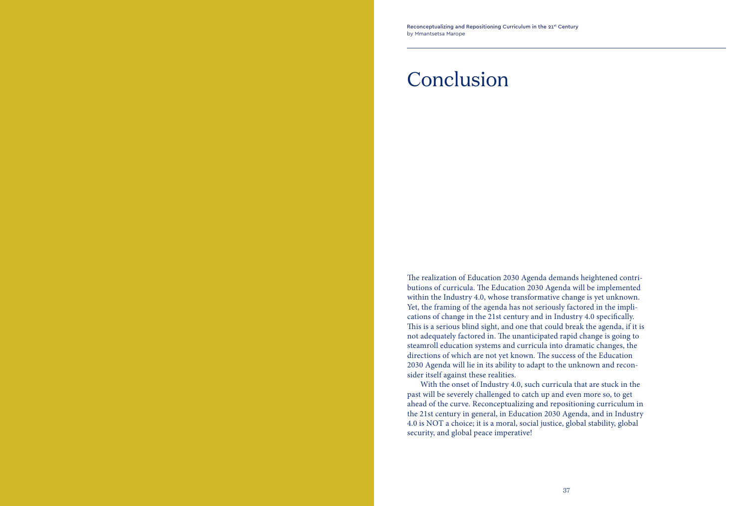# Conclusion

The realization of Education 2030 Agenda demands heightened contributions of curricula. The Education 2030 Agenda will be implemented within the Industry 4.0, whose transformative change is yet unknown. Yet, the framing of the agenda has not seriously factored in the implications of change in the 21st century and in Industry 4.0 specifically. This is a serious blind sight, and one that could break the agenda, if it is not adequately factored in. The unanticipated rapid change is going to steamroll education systems and curricula into dramatic changes, the directions of which are not yet known. The success of the Education 2030 Agenda will lie in its ability to adapt to the unknown and reconsider itself against these realities.

With the onset of Industry 4.0, such curricula that are stuck in the past will be severely challenged to catch up and even more so, to get ahead of the curve. Reconceptualizing and repositioning curriculum in the 21st century in general, in Education 2030 Agenda, and in Industry 4.0 is NOT a choice; it is a moral, social justice, global stability, global security, and global peace imperative!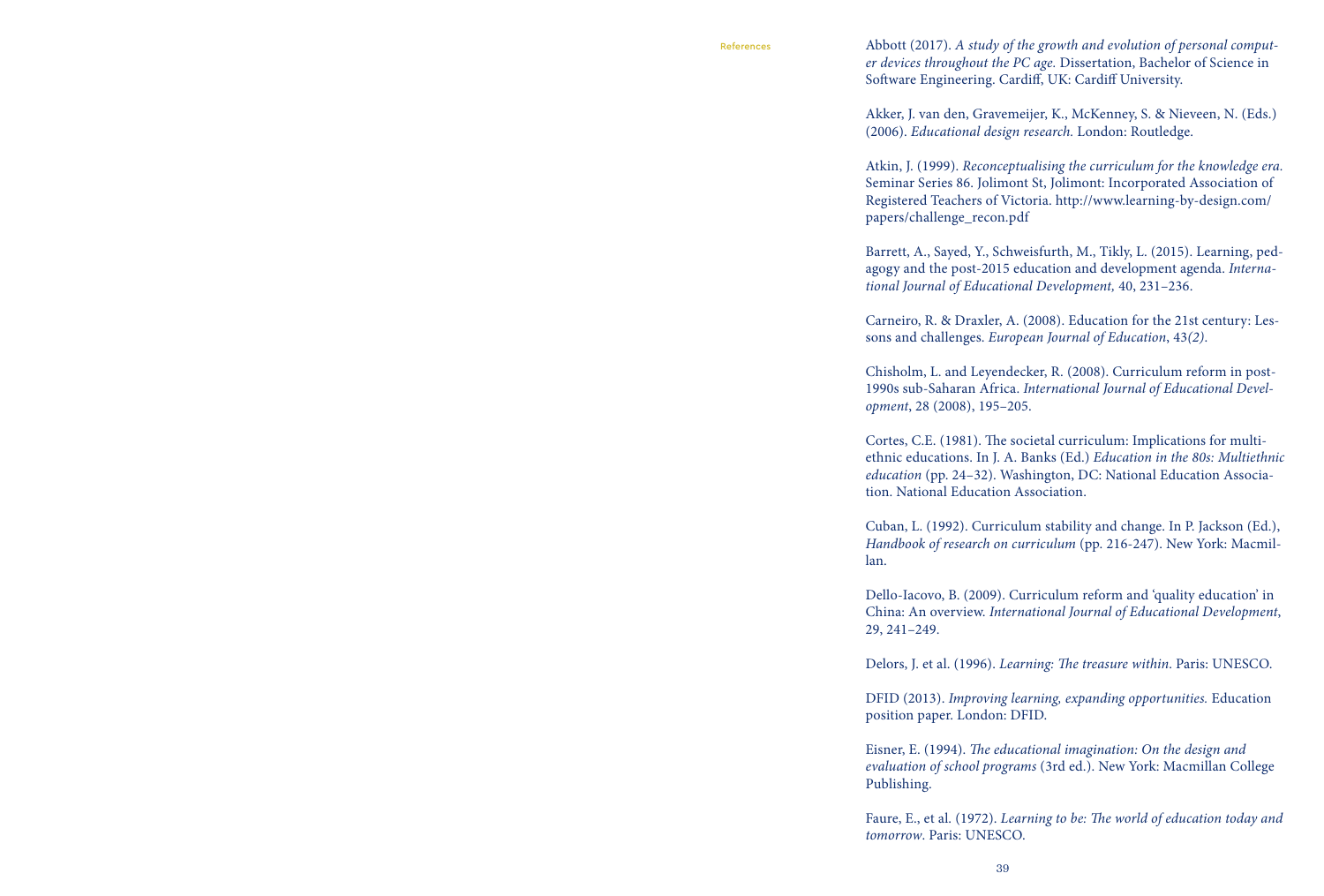## References

Abbott (2017). *A study of the growth and evolution of personal computer devices throughout the PC age.* Dissertation, Bachelor of Science in Software Engineering. Cardiff, UK: Cardiff University.

Akker, J. van den, Gravemeijer, K., McKenney, S. & Nieveen, N. (Eds.) (2006). *Educational design research.* London: Routledge.

Atkin, J. (1999). *Reconceptualising the curriculum for the knowledge era.* Seminar Series 86. Jolimont St, Jolimont: Incorporated Association of Registered Teachers of Victoria. http://www.learning-by-design.com/papers/challenge_recon.pdf

Barrett, A., Sayed, Y., Schweisfurth, M., Tikly, L. (2015). Learning, pedagogy and the post-2015 education and development agenda. *International Journal of Educational Development,* 40, 231–236.

Carneiro, R. & Draxler, A. (2008). Education for the 21st century: Lessons and challenges. *European Journal of Education*, 43*(2).*

Chisholm, L. and Leyendecker, R. (2008). Curriculum reform in post-1990s sub-Saharan Africa. *International Journal of Educational Development*, 28 (2008), 195–205.

Cortes, C.E. (1981). The societal curriculum: Implications for multiethnic educations. In J. A. Banks (Ed.) *Education in the 80s: Multiethnic education* (pp. 24–32). Washington, DC: National Education Association. National Education Association.

Cuban, L. (1992). Curriculum stability and change. In P. Jackson (Ed.), *Handbook of research on curriculum* (pp. 216-247). New York: Macmillan.

Dello-Iacovo, B. (2009). Curriculum reform and 'quality education' in China: An overview. *International Journal of Educational Development*, 29, 241–249.

Delors, J. et al. (1996). *Learning: The treasure within*. Paris: UNESCO.

DFID (2013). *Improving learning, expanding opportunities.* Education position paper. London: DFID.

Eisner, E. (1994). *The educational imagination: On the design and evaluation of school programs* (3rd ed.). New York: Macmillan College Publishing.

Faure, E., et al. (1972). *Learning to be: The world of education today and tomorrow*. Paris: UNESCO.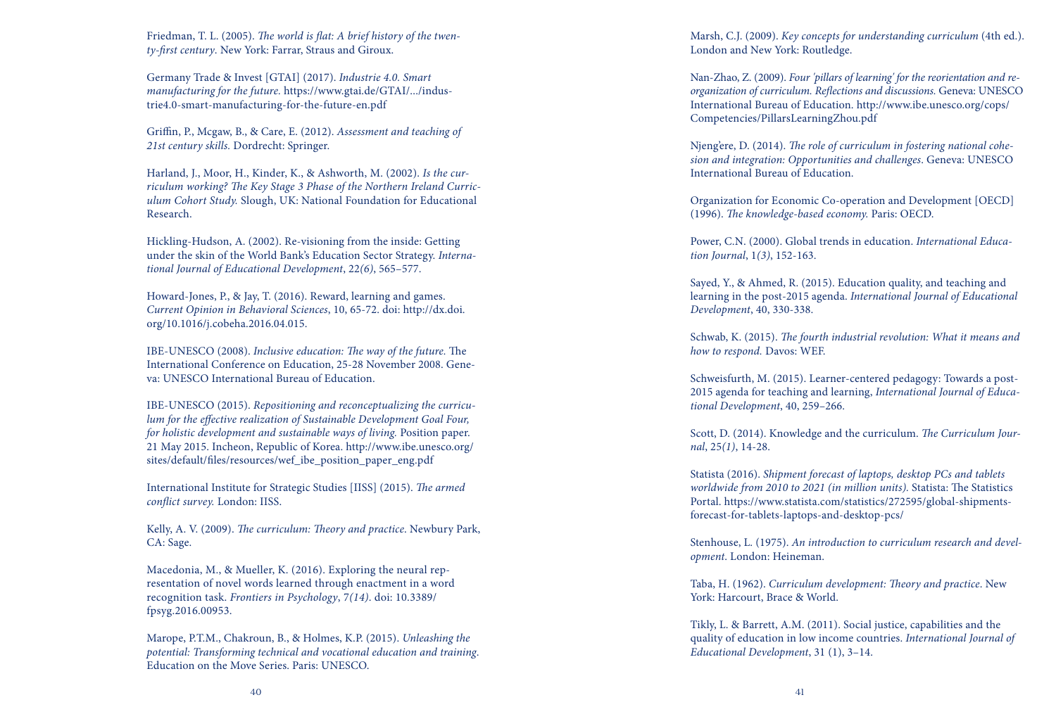Friedman, T. L. (2005). *The world is flat: A brief history of the twenty-first century*. New York: Farrar, Straus and Giroux.

Germany Trade & Invest [GTAI] (2017). *Industrie 4.0. Smart manufacturing for the future*. https://www.gtai.de/GTAI/.../industrie4.0-smart-manufacturing-for-the-future-en.pdf

Griffin, P., Mcgaw, B., & Care, E. (2012). *Assessment and teaching of 21st century skills*. Dordrecht: Springer.

Harland, J., Moor, H., Kinder, K., & Ashworth, M. (2002). *Is the curriculum working? The Key Stage 3 Phase of the Northern Ireland Curriculum Cohort Study*. Slough, UK: National Foundation for Educational Research.

Hickling-Hudson, A. (2002). Re-visioning from the inside: Getting under the skin of the World Bank's Education Sector Strategy. *International Journal of Educational Development*, 22*(6)*, 565–577.

Howard-Jones, P., & Jay, T. (2016). Reward, learning and games. *Current Opinion in Behavioral Sciences*, 10, 65-72. doi: http://dx.doi.org/10.1016/j.cobeha.2016.04.015.

IBE-UNESCO (2008). *Inclusive education: The way of the future*. The International Conference on Education, 25-28 November 2008. Geneva: UNESCO International Bureau of Education.

IBE-UNESCO (2015). *Repositioning and reconceptualizing the curriculum for the effective realization of Sustainable Development Goal Four, for holistic development and sustainable ways of living*. Position paper. 21 May 2015. Incheon, Republic of Korea. http://www.ibe.unesco.org/sites/default/files/resources/wef_ibe_position_paper_eng.pdf

International Institute for Strategic Studies [IISS] (2015). *The armed conflict survey*. London: IISS.

Kelly, A. V. (2009). *The curriculum: Theory and practice*. Newbury Park, CA: Sage.

Macedonia, M., & Mueller, K. (2016). Exploring the neural representation of novel words learned through enactment in a word recognition task. *Frontiers in Psychology*, 7*(14)*. doi: 10.3389/fpsyg.2016.00953.

Marope, P.T.M., Chakroun, B., & Holmes, K.P. (2015). *Unleashing the potential: Transforming technical and vocational education and training*. Education on the Move Series. Paris: UNESCO.

Marsh, C.J. (2009). *Key concepts for understanding curriculum* (4th ed.). London and New York: Routledge.

Nan-Zhao, Z. (2009). *Four 'pillars of learning' for the reorientation and reorganization of curriculum. Reflections and discussions*. Geneva: UNESCO International Bureau of Education. http://www.ibe.unesco.org/cops/Competencies/PillarsLearningZhou.pdf

Njeng'ere, D. (2014). *The role of curriculum in fostering national cohesion and integration: Opportunities and challenges*. Geneva: UNESCO International Bureau of Education.

Organization for Economic Co-operation and Development [OECD] (1996). *The knowledge-based economy*. Paris: OECD.

Power, C.N. (2000). Global trends in education. *International Education Journal*, 1*(3)*, 152-163.

Sayed, Y., & Ahmed, R. (2015). Education quality, and teaching and learning in the post-2015 agenda. *International Journal of Educational Development*, 40, 330-338.

Schwab, K. (2015). *The fourth industrial revolution: What it means and how to respond*. Davos: WEF.

Schweisfurth, M. (2015). Learner-centered pedagogy: Towards a post-2015 agenda for teaching and learning, *International Journal of Educational Development*, 40, 259–266.

Scott, D. (2014). Knowledge and the curriculum. *The Curriculum Journal*, 25*(1)*, 14-28.

Statista (2016). *Shipment forecast of laptops, desktop PCs and tablets worldwide from 2010 to 2021 (in million units)*. Statista: The Statistics Portal. https://www.statista.com/statistics/272595/global-shipments-forecast-for-tablets-laptops-and-desktop-pcs/

Stenhouse, L. (1975). *An introduction to curriculum research and development*. London: Heineman.

Taba, H. (1962). *Curriculum development: Theory and practice*. New York: Harcourt, Brace & World.

Tikly, L. & Barrett, A.M. (2011). Social justice, capabilities and the quality of education in low income countries. *International Journal of Educational Development*, 31 (1), 3–14.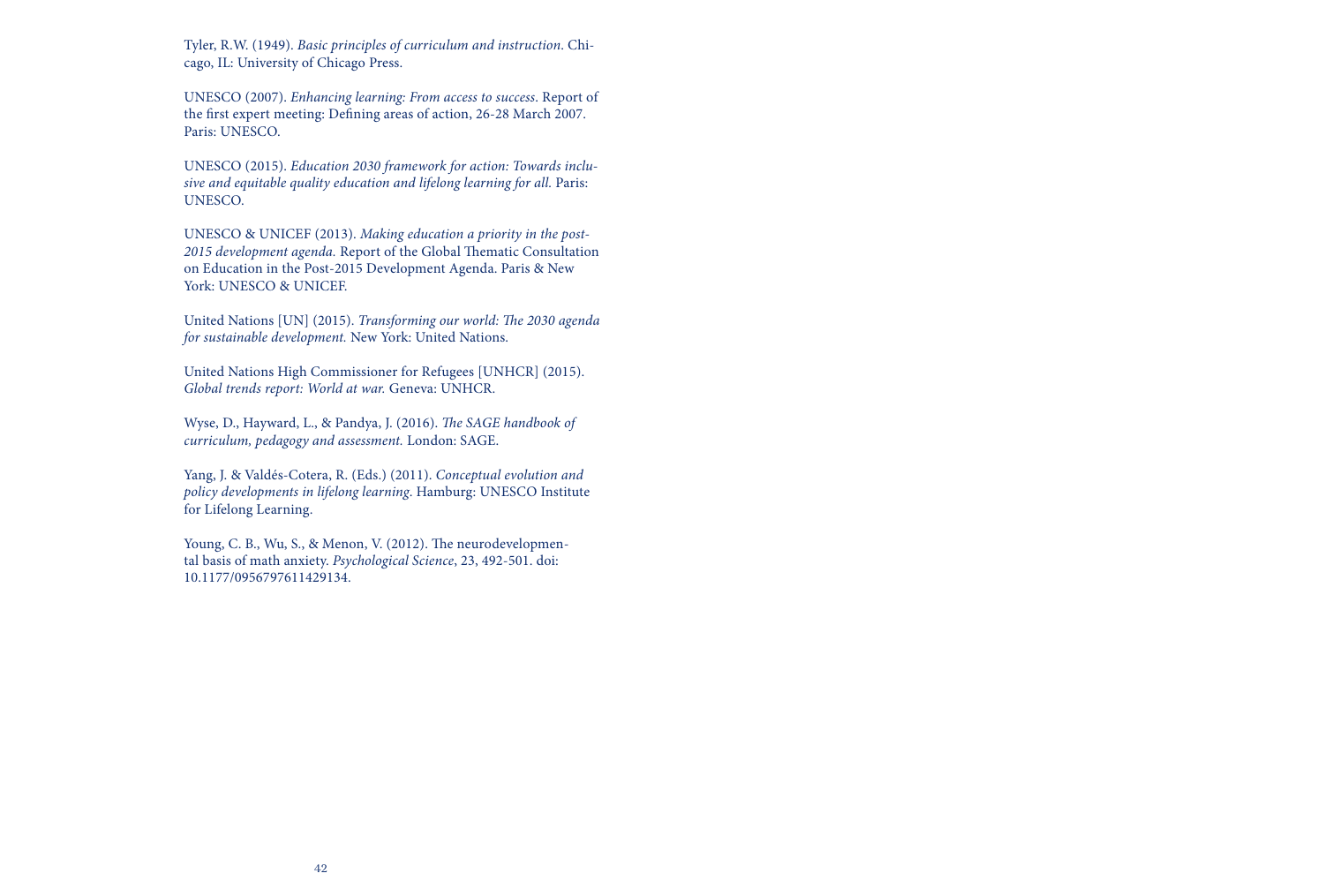Tyler, R.W. (1949). *Basic principles of curriculum and instruction*. Chicago, IL: University of Chicago Press.

UNESCO (2007). *Enhancing learning: From access to success*. Report of the first expert meeting: Defining areas of action, 26-28 March 2007. Paris: UNESCO.

UNESCO (2015). *Education 2030 framework for action: Towards inclusive and equitable quality education and lifelong learning for all.* Paris: UNESCO.

UNESCO & UNICEF (2013). *Making education a priority in the post-2015 development agenda.* Report of the Global Thematic Consultation on Education in the Post-2015 Development Agenda. Paris & New York: UNESCO & UNICEF.

United Nations [UN] (2015). *Transforming our world: The 2030 agenda for sustainable development.* New York: United Nations.

United Nations High Commissioner for Refugees [UNHCR] (2015). *Global trends report: World at war.* Geneva: UNHCR.

Wyse, D., Hayward, L., & Pandya, J. (2016). *The SAGE handbook of curriculum, pedagogy and assessment.* London: SAGE.

Yang, J. & Valdés-Cotera, R. (Eds.) (2011). *Conceptual evolution and policy developments in lifelong learning*. Hamburg: UNESCO Institute for Lifelong Learning.

Young, C. B., Wu, S., & Menon, V. (2012). The neurodevelopmental basis of math anxiety. *Psychological Science*, 23, 492-501. doi: 10.1177/0956797611429134.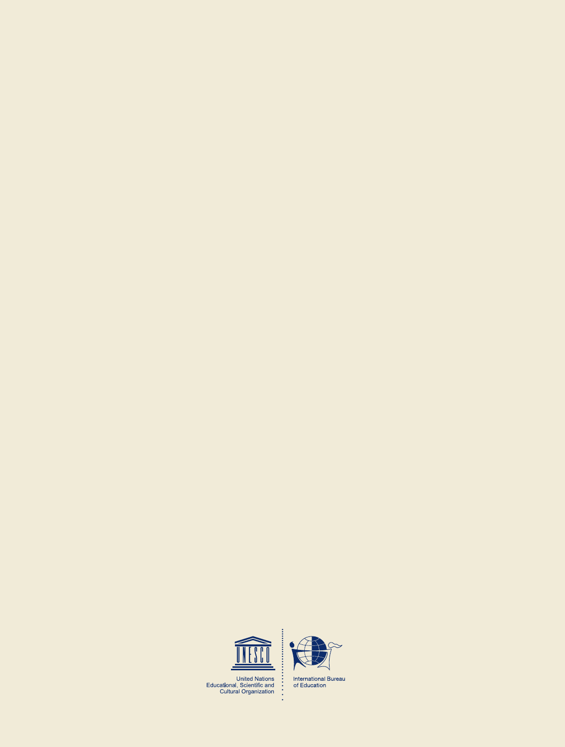United Nations
Educational, Scientific and
Cultural Organization

International Bureau
of Education